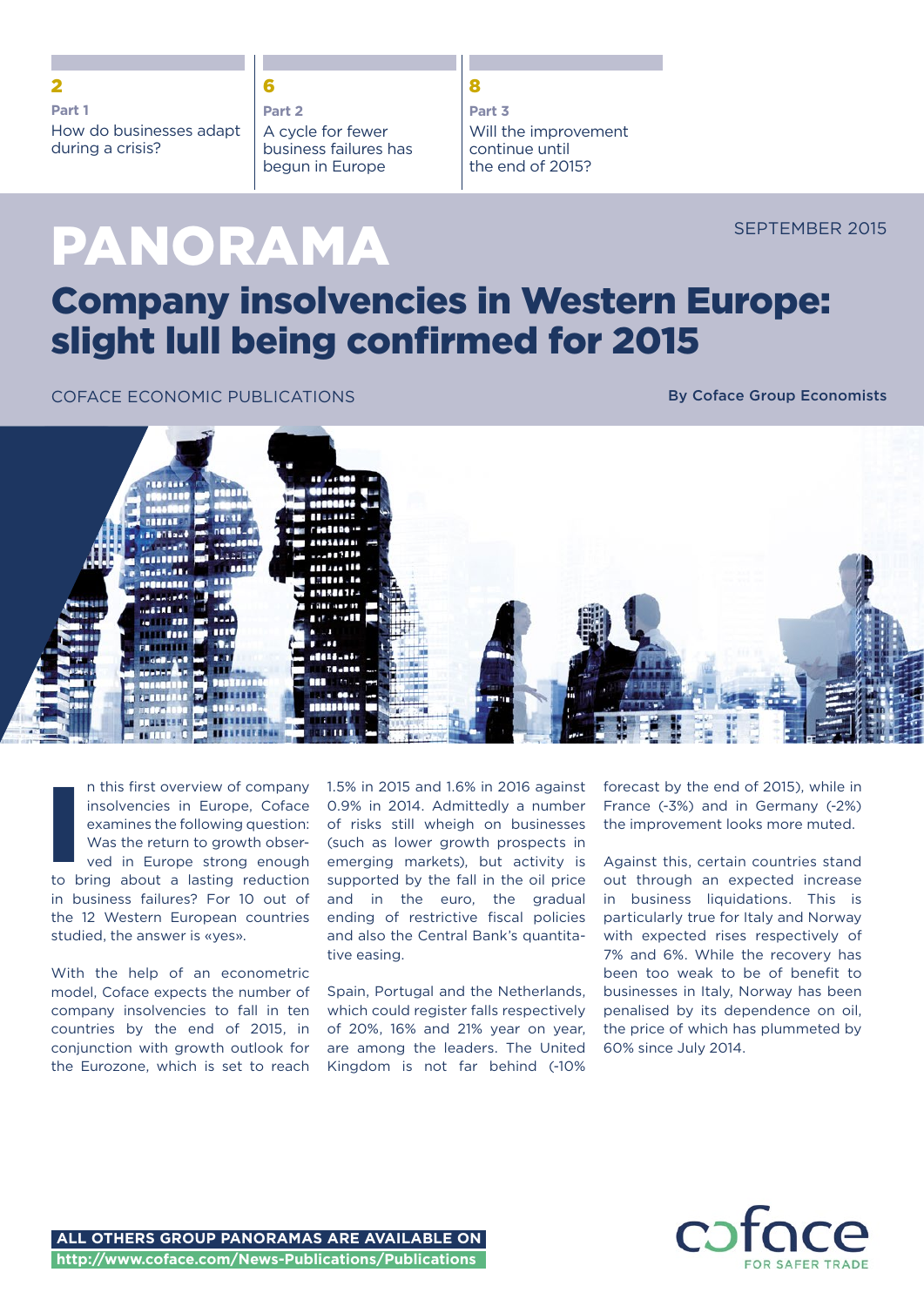**2**
**Part 1**
How do businesses adapt during a crisis?

**6**
**Part 2**
A cycle for fewer business failures has begun in Europe

**8**
**Part 3**
Will the improvement continue until the end of 2015?

SEPTEMBER 2015

# PANORAMA

## Company insolvencies in Western Europe: slight lull being confirmed for 2015

COFACE ECONOMIC PUBLICATIONS

**By Coface Group Economists**

In this first overview of company insolvencies in Europe, Coface examines the following question: Was the return to growth observed in Europe strong enough to bring about a lasting reduction in business failures? For 10 out of the 12 Western European countries studied, the answer is «yes».

With the help of an econometric model, Coface expects the number of company insolvencies to fall in ten countries by the end of 2015, in conjunction with growth outlook for the Eurozone, which is set to reach 1.5% in 2015 and 1.6% in 2016 against 0.9% in 2014. Admittedly a number of risks still wheigh on businesses (such as lower growth prospects in emerging markets), but activity is supported by the fall in the oil price and in the euro, the gradual ending of restrictive fiscal policies and also the Central Bank's quantitative easing.

Spain, Portugal and the Netherlands, which could register falls respectively of 20%, 16% and 21% year on year, are among the leaders. The United Kingdom is not far behind (-10% forecast by the end of 2015), while in France (-3%) and in Germany (-2%) the improvement looks more muted.

Against this, certain countries stand out through an expected increase in business liquidations. This is particularly true for Italy and Norway with expected rises respectively of 7% and 6%. While the recovery has been too weak to be of benefit to businesses in Italy, Norway has been penalised by its dependence on oil, the price of which has plummeted by 60% since July 2014.

**ALL OTHERS GROUP PANORAMAS ARE AVAILABLE ON**
**http://www.coface.com/News-Publications/Publications**

coface FOR SAFER TRADE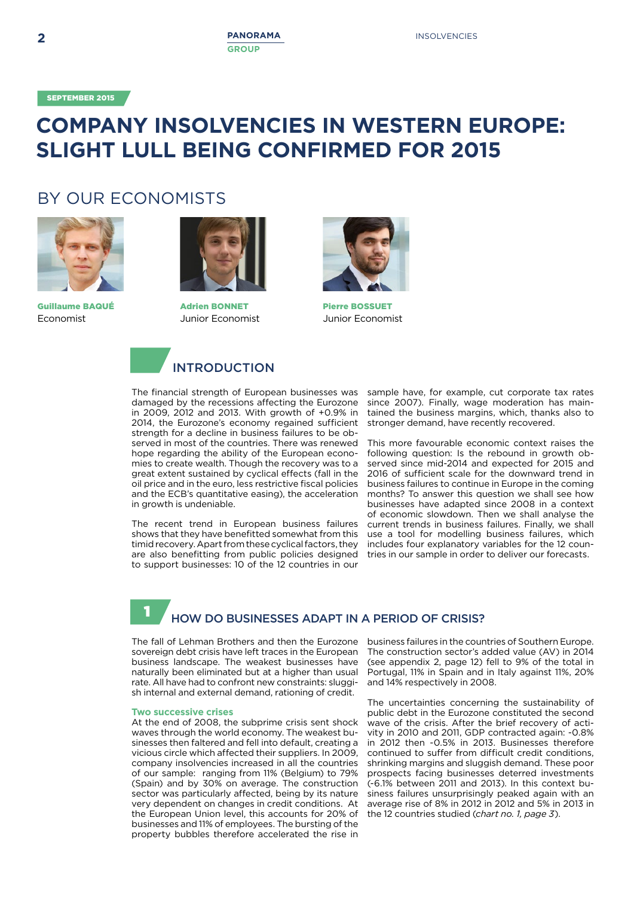SEPTEMBER 2015

# COMPANY INSOLVENCIES IN WESTERN EUROPE: SLIGHT LULL BEING CONFIRMED FOR 2015

## BY OUR ECONOMISTS

**Guillaume BAQUÉ**
Economist

**Adrien BONNET**
Junior Economist

**Pierre BOSSUET**
Junior Economist

## INTRODUCTION

The financial strength of European businesses was damaged by the recessions affecting the Eurozone in 2009, 2012 and 2013. With growth of +0.9% in 2014, the Eurozone's economy regained sufficient strength for a decline in business failures to be observed in most of the countries. There was renewed hope regarding the ability of the European economies to create wealth. Though the recovery was to a great extent sustained by cyclical effects (fall in the oil price and in the euro, less restrictive fiscal policies and the ECB's quantitative easing), the acceleration in growth is undeniable.

The recent trend in European business failures shows that they have benefitted somewhat from this timid recovery. Apart from these cyclical factors, they are also benefitting from public policies designed to support businesses: 10 of the 12 countries in our sample have, for example, cut corporate tax rates since 2007). Finally, wage moderation has maintained the business margins, which, thanks also to stronger demand, have recently recovered.

This more favourable economic context raises the following question: Is the rebound in growth observed since mid-2014 and expected for 2015 and 2016 of sufficient scale for the downward trend in business failures to continue in Europe in the coming months? To answer this question we shall see how businesses have adapted since 2008 in a context of economic slowdown. Then we shall analyse the current trends in business failures. Finally, we shall use a tool for modelling business failures, which includes four explanatory variables for the 12 countries in our sample in order to deliver our forecasts.

## 1 HOW DO BUSINESSES ADAPT IN A PERIOD OF CRISIS?

The fall of Lehman Brothers and then the Eurozone sovereign debt crisis have left traces in the European business landscape. The weakest businesses have naturally been eliminated but at a higher than usual rate. All have had to confront new constraints: sluggish internal and external demand, rationing of credit.

### Two successive crises

At the end of 2008, the subprime crisis sent shock waves through the world economy. The weakest businesses then faltered and fell into default, creating a vicious circle which affected their suppliers. In 2009, company insolvencies increased in all the countries of our sample: ranging from 11% (Belgium) to 79% (Spain) and by 30% on average. The construction sector was particularly affected, being by its nature very dependent on changes in credit conditions. At the European Union level, this accounts for 20% of businesses and 11% of employees. The bursting of the property bubbles therefore accelerated the rise in business failures in the countries of Southern Europe. The construction sector's added value (AV) in 2014 (see appendix 2, page 12) fell to 9% of the total in Portugal, 11% in Spain and in Italy against 11%, 20% and 14% respectively in 2008.

The uncertainties concerning the sustainability of public debt in the Eurozone constituted the second wave of the crisis. After the brief recovery of activity in 2010 and 2011, GDP contracted again: -0.8% in 2012 then -0.5% in 2013. Businesses therefore continued to suffer from difficult credit conditions, shrinking margins and sluggish demand. These poor prospects facing businesses deterred investments (-6.1% between 2011 and 2013). In this context business failures unsurprisingly peaked again with an average rise of 8% in 2012 in 2012 and 5% in 2013 in the 12 countries studied (*chart no. 1, page 3*).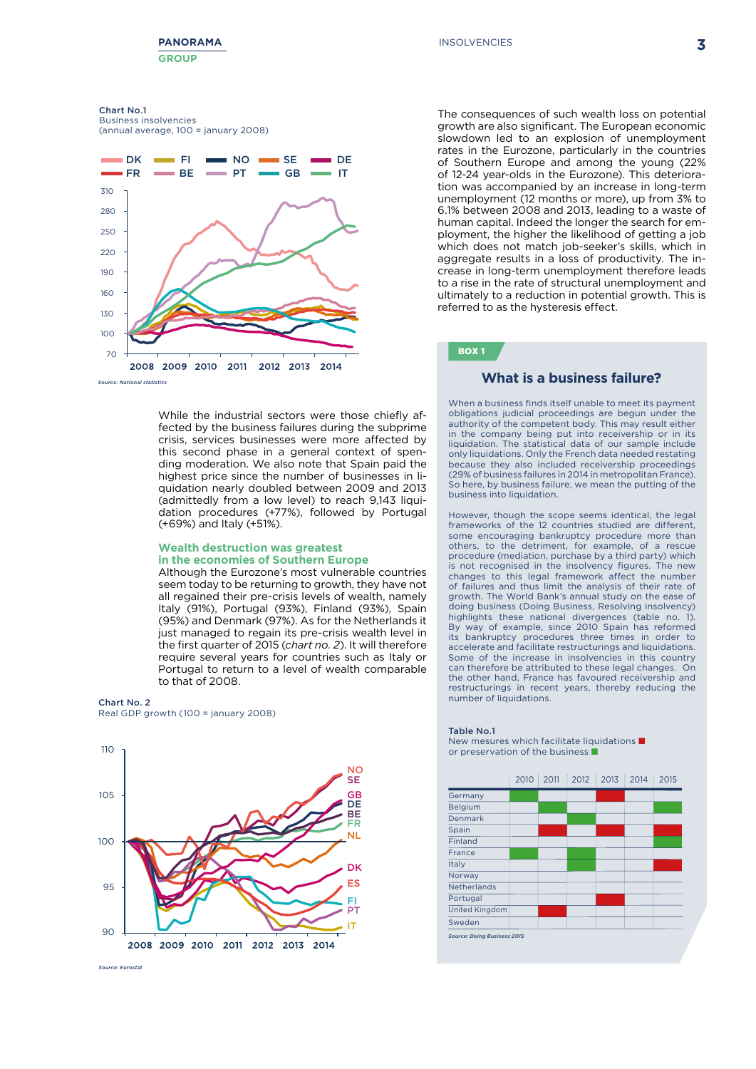Chart No.1
Business insolvencies
(annual average, 100 = january 2008)

Source: National statistics

While the industrial sectors were those chiefly affected by the business failures during the subprime crisis, services businesses were more affected by this second phase in a general context of spending moderation. We also note that Spain paid the highest price since the number of businesses in liquidation nearly doubled between 2009 and 2013 (admittedly from a low level) to reach 9,143 liquidation procedures (+77%), followed by Portugal (+69%) and Italy (+51%).

### Wealth destruction was greatest in the economies of Southern Europe

Although the Eurozone's most vulnerable countries seem today to be returning to growth, they have not all regained their pre-crisis levels of wealth, namely Italy (91%), Portugal (93%), Finland (93%), Spain (95%) and Denmark (97%). As for the Netherlands it just managed to regain its pre-crisis wealth level in the first quarter of 2015 (*chart no. 2*). It will therefore require several years for countries such as Italy or Portugal to return to a level of wealth comparable to that of 2008.

Chart No. 2
Real GDP growth (100 = january 2008)

Source: Eurostat

The consequences of such wealth loss on potential growth are also significant. The European economic slowdown led to an explosion of unemployment rates in the Eurozone, particularly in the countries of Southern Europe and among the young (22% of 12-24 year-olds in the Eurozone). This deterioration was accompanied by an increase in long-term unemployment (12 months or more), up from 3% to 6.1% between 2008 and 2013, leading to a waste of human capital. Indeed the longer the search for employment, the higher the likelihood of getting a job which does not match job-seeker's skills, which in aggregate results in a loss of productivity. The increase in long-term unemployment therefore leads to a rise in the rate of structural unemployment and ultimately to a reduction in potential growth. This is referred to as the hysteresis effect.

**BOX 1**

## What is a business failure?

When a business finds itself unable to meet its payment obligations judicial proceedings are begun under the authority of the competent body. This may result either in the company being put into receivership or in its liquidation. The statistical data of our sample include only liquidations. Only the French data needed restating because they also included receivership proceedings (29% of business failures in 2014 in metropolitan France). So here, by business failure, we mean the putting of the business into liquidation.

However, though the scope seems identical, the legal frameworks of the 12 countries studied are different, some encouraging bankruptcy procedure more than others, to the detriment, for example, of a rescue procedure (mediation, purchase by a third party) which is not recognised in the insolvency figures. The new changes to this legal framework affect the number of failures and thus limit the analysis of their rate of growth. The World Bank's annual study on the ease of doing business (Doing Business, Resolving insolvency) highlights these national divergences (table no. 1). By way of example, since 2010 Spain has reformed its bankruptcy procedures three times in order to accelerate and facilitate restructurings and liquidations. Some of the increase in insolvencies in this country can therefore be attributed to these legal changes. On the other hand, France has favoured receivership and restructurings in recent years, thereby reducing the number of liquidations.

Table No.1
New mesures which facilitate liquidations ■ (red)
or preservation of the business ■ (green)

| | 2010 | 2011 | 2012 | 2013 | 2014 | 2015 |
|---|---|---|---|---|---|---|
| Germany | green | | | red | | |
| Belgium | | green | | | | green |
| Denmark | | | green | | | |
| Spain | | red | | red | | red |
| Finland | | | | | | green |
| France | green | | green | | | |
| Italy | | | green | | | red |
| Norway | | | | | | |
| Netherlands | | | | | | |
| Portugal | | | | red | | |
| United Kingdom | | red | | | | |
| Sweden | | | | | | |

Source: Doing Business 2015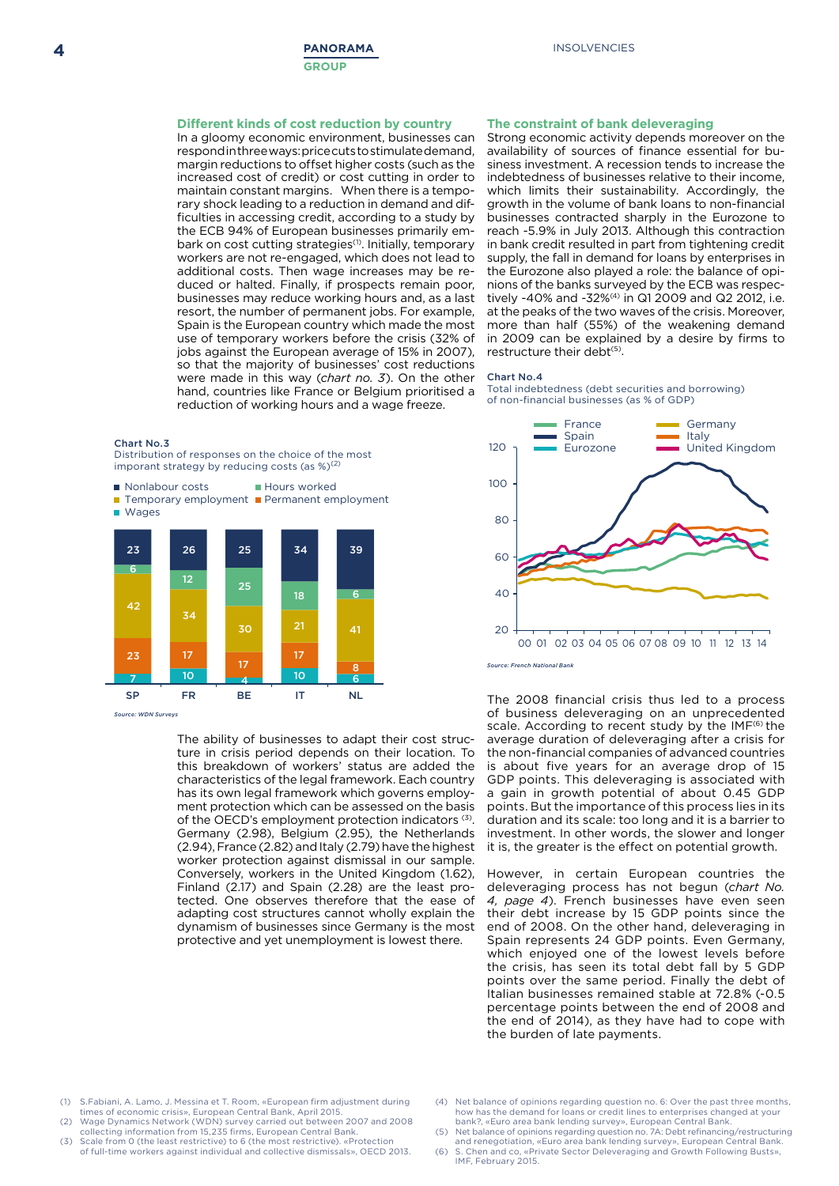### Different kinds of cost reduction by country

In a gloomy economic environment, businesses can respond in three ways: price cuts to stimulate demand, margin reductions to offset higher costs (such as the increased cost of credit) or cost cutting in order to maintain constant margins. When there is a temporary shock leading to a reduction in demand and difficulties in accessing credit, according to a study by the ECB 94% of European businesses primarily embark on cost cutting strategies[1]. Initially, temporary workers are not re-engaged, which does not lead to additional costs. Then wage increases may be reduced or halted. Finally, if prospects remain poor, businesses may reduce working hours and, as a last resort, the number of permanent jobs. For example, Spain is the European country which made the most use of temporary workers before the crisis (32% of jobs against the European average of 15% in 2007), so that the majority of businesses' cost reductions were made in this way (*chart no. 3*). On the other hand, countries like France or Belgium prioritised a reduction of working hours and a wage freeze.

**Chart No.3**
Distribution of responses on the choice of the most imporant strategy by reducing costs (as %)[2]

| | SP | FR | BE | IT | NL |
|---|---|---|---|---|---|
| Nonlabour costs | 23 | 26 | 25 | 34 | 39 |
| Hours worked | 6 | 12 | 25 | 18 | 6 |
| Temporary employment | 42 | 34 | 30 | 21 | 41 |
| Permanent employment | 23 | 17 | 17 | 17 | 8 |
| Wages | 7 | 10 | 4 | 10 | 6 |

*Source: WDN Surveys*

The ability of businesses to adapt their cost structure in crisis period depends on their location. To this breakdown of workers' status are added the characteristics of the legal framework. Each country has its own legal framework which governs employment protection which can be assessed on the basis of the OECD's employment protection indicators [3]. Germany (2.98), Belgium (2.95), the Netherlands (2.94), France (2.82) and Italy (2.79) have the highest worker protection against dismissal in our sample. Conversely, workers in the United Kingdom (1.62), Finland (2.17) and Spain (2.28) are the least protected. One observes therefore that the ease of adapting cost structures cannot wholly explain the dynamism of businesses since Germany is the most protective and yet unemployment is lowest there.

### The constraint of bank deleveraging

Strong economic activity depends moreover on the availability of sources of finance essential for business investment. A recession tends to increase the indebtedness of businesses relative to their income, which limits their sustainability. Accordingly, the growth in the volume of bank loans to non-financial businesses contracted sharply in the Eurozone to reach -5.9% in July 2013. Although this contraction in bank credit resulted in part from tightening credit supply, the fall in demand for loans by enterprises in the Eurozone also played a role: the balance of opinions of the banks surveyed by the ECB was respectively -40% and -32%[4] in Q1 2009 and Q2 2012, i.e. at the peaks of the two waves of the crisis. Moreover, more than half (55%) of the weakening demand in 2009 can be explained by a desire by firms to restructure their debt[5].

**Chart No.4**
Total indebtedness (debt securities and borrowing) of non-financial businesses (as % of GDP)

Legend: France, Spain, Eurozone, Germany, Italy, United Kingdom

*Source: French National Bank*

The 2008 financial crisis thus led to a process of business deleveraging on an unprecedented scale. According to recent study by the IMF[6] the average duration of deleveraging after a crisis for the non-financial companies of advanced countries is about five years for an average drop of 15 GDP points. This deleveraging is associated with a gain in growth potential of about 0.45 GDP points. But the importance of this process lies in its duration and its scale: too long and it is a barrier to investment. In other words, the slower and longer it is, the greater is the effect on potential growth.

However, in certain European countries the deleveraging process has not begun (*chart No. 4, page 4*). French businesses have even seen their debt increase by 15 GDP points since the end of 2008. On the other hand, deleveraging in Spain represents 24 GDP points. Even Germany, which enjoyed one of the lowest levels before the crisis, has seen its total debt fall by 5 GDP points over the same period. Finally the debt of Italian businesses remained stable at 72.8% (-0.5 percentage points between the end of 2008 and the end of 2014), as they have had to cope with the burden of late payments.

---

(1) S.Fabiani, A. Lamo, J. Messina et T. Room, «European firm adjustment during times of economic crisis», European Central Bank, April 2015.
(2) Wage Dynamics Network (WDN) survey carried out between 2007 and 2008 collecting information from 15,235 firms, European Central Bank.
(3) Scale from 0 (the least restrictive) to 6 (the most restrictive). «Protection of full-time workers against individual and collective dismissals», OECD 2013.
(4) Net balance of opinions regarding question no. 6: Over the past three months, how has the demand for loans or credit lines to enterprises changed at your bank?, «Euro area bank lending survey», European Central Bank.
(5) Net balance of opinions regarding question no. 7A: Debt refinancing/restructuring and renegotiation, «Euro area bank lending survey», European Central Bank.
(6) S. Chen and co, «Private Sector Deleveraging and Growth Following Busts», IMF, February 2015.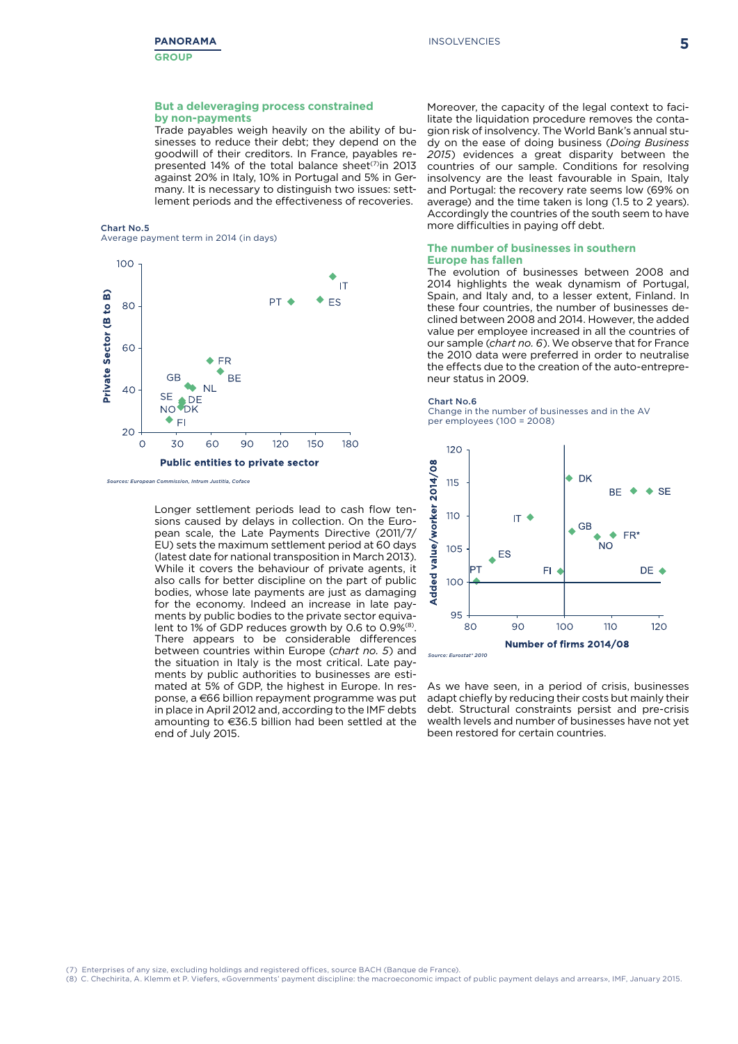## But a deleveraging process constrained by non-payments

Trade payables weigh heavily on the ability of businesses to reduce their debt; they depend on the goodwill of their creditors. In France, payables represented 14% of the total balance sheet[7] in 2013 against 20% in Italy, 10% in Portugal and 5% in Germany. It is necessary to distinguish two issues: settlement periods and the effectiveness of recoveries.

**Chart No.5**
Average payment term in 2014 (in days)

*Sources: European Commission, Intrum Justitia, Coface*

Longer settlement periods lead to cash flow tensions caused by delays in collection. On the European scale, the Late Payments Directive (2011/7/EU) sets the maximum settlement period at 60 days (latest date for national transposition in March 2013). While it covers the behaviour of private agents, it also calls for better discipline on the part of public bodies, whose late payments are just as damaging for the economy. Indeed an increase in late payments by public bodies to the private sector equivalent to 1% of GDP reduces growth by 0.6 to 0.9%[8]. There appears to be considerable differences between countries within Europe (*chart no. 5*) and the situation in Italy is the most critical. Late payments by public authorities to businesses are estimated at 5% of GDP, the highest in Europe. In response, a €66 billion repayment programme was put in place in April 2012 and, according to the IMF debts amounting to €36.5 billion had been settled at the end of July 2015.

Moreover, the capacity of the legal context to facilitate the liquidation procedure removes the contagion risk of insolvency. The World Bank's annual study on the ease of doing business (*Doing Business 2015*) evidences a great disparity between the countries of our sample. Conditions for resolving insolvency are the least favourable in Spain, Italy and Portugal: the recovery rate seems low (69% on average) and the time taken is long (1.5 to 2 years). Accordingly the countries of the south seem to have more difficulties in paying off debt.

## The number of businesses in southern Europe has fallen

The evolution of businesses between 2008 and 2014 highlights the weak dynamism of Portugal, Spain, and Italy and, to a lesser extent, Finland. In these four countries, the number of businesses declined between 2008 and 2014. However, the added value per employee increased in all the countries of our sample (*chart no. 6*). We observe that for France the 2010 data were preferred in order to neutralise the effects due to the creation of the auto-entrepreneur status in 2009.

**Chart No.6**
Change in the number of businesses and in the AV per employees (100 = 2008)

*Source: Eurostat* 2010*

As we have seen, in a period of crisis, businesses adapt chiefly by reducing their costs but mainly their debt. Structural constraints persist and pre-crisis wealth levels and number of businesses have not yet been restored for certain countries.

---

(7) Enterprises of any size, excluding holdings and registered offices, source BACH (Banque de France).
(8) C. Chechirita, A. Klemm et P. Viefers, «Governments' payment discipline: the macroeconomic impact of public payment delays and arrears», IMF, January 2015.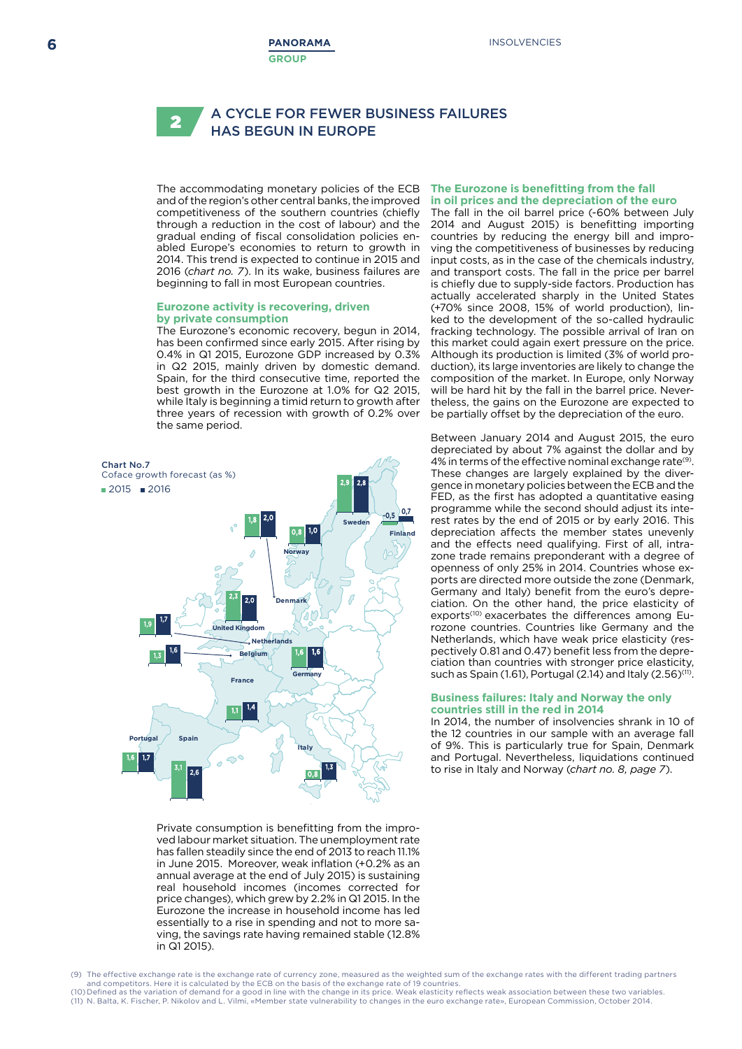## 2 A CYCLE FOR FEWER BUSINESS FAILURES HAS BEGUN IN EUROPE

The accommodating monetary policies of the ECB and of the region's other central banks, the improved competitiveness of the southern countries (chiefly through a reduction in the cost of labour) and the gradual ending of fiscal consolidation policies enabled Europe's economies to return to growth in 2014. This trend is expected to continue in 2015 and 2016 (*chart no. 7*). In its wake, business failures are beginning to fall in most European countries.

### Eurozone activity is recovering, driven by private consumption

The Eurozone's economic recovery, begun in 2014, has been confirmed since early 2015. After rising by 0.4% in Q1 2015, Eurozone GDP increased by 0.3% in Q2 2015, mainly driven by domestic demand. Spain, for the third consecutive time, reported the best growth in the Eurozone at 1.0% for Q2 2015, while Italy is beginning a timid return to growth after three years of recession with growth of 0.2% over the same period.

Chart No.7
Coface growth forecast (as %)

| Country | 2015 | 2016 |
|---|---|---|
| Sweden | 2,9 | 2,8 |
| Finland | -0,5 | 0,7 |
| Norway | 0,8 | 1,0 |
| Denmark | 1,8 | 2,0 |
| United Kingdom | 2,3 | 2,0 |
| Netherlands | 1,9 | 1,7 |
| Belgium | 1,3 | 1,6 |
| Germany | 1,6 | 1,6 |
| France | 1,1 | 1,4 |
| Portugal | 1,6 | 1,7 |
| Spain | 3,1 | 2,6 |
| Italy | 0,8 | 1,3 |

Private consumption is benefitting from the improved labour market situation. The unemployment rate has fallen steadily since the end of 2013 to reach 11.1% in June 2015. Moreover, weak inflation (+0.2% as an annual average at the end of July 2015) is sustaining real household incomes (incomes corrected for price changes), which grew by 2.2% in Q1 2015. In the Eurozone the increase in household income has led essentially to a rise in spending and not to more saving, the savings rate having remained stable (12.8% in Q1 2015).

### The Eurozone is benefitting from the fall in oil prices and the depreciation of the euro

The fall in the oil barrel price (-60% between July 2014 and August 2015) is benefitting importing countries by reducing the energy bill and improving the competitiveness of businesses by reducing input costs, as in the case of the chemicals industry, and transport costs. The fall in the price per barrel is chiefly due to supply-side factors. Production has actually accelerated sharply in the United States (+70% since 2008, 15% of world production), linked to the development of the so-called hydraulic fracking technology. The possible arrival of Iran on this market could again exert pressure on the price. Although its production is limited (3% of world production), its large inventories are likely to change the composition of the market. In Europe, only Norway will be hard hit by the fall in the barrel price. Nevertheless, the gains on the Eurozone are expected to be partially offset by the depreciation of the euro.

Between January 2014 and August 2015, the euro depreciated by about 7% against the dollar and by 4% in terms of the effective nominal exchange rate[9]. These changes are largely explained by the divergence in monetary policies between the ECB and the FED, as the first has adopted a quantitative easing programme while the second should adjust its interest rates by the end of 2015 or by early 2016. This depreciation affects the member states unevenly and the effects need qualifying. First of all, intra-zone trade remains preponderant with a degree of openness of only 25% in 2014. Countries whose exports are directed more outside the zone (Denmark, Germany and Italy) benefit from the euro's depreciation. On the other hand, the price elasticity of exports[10] exacerbates the differences among Eurozone countries. Countries like Germany and the Netherlands, which have weak price elasticity (respectively 0.81 and 0.47) benefit less from the depreciation than countries with stronger price elasticity, such as Spain (1.61), Portugal (2.14) and Italy (2.56)[11].

### Business failures: Italy and Norway the only countries still in the red in 2014

In 2014, the number of insolvencies shrank in 10 of the 12 countries in our sample with an average fall of 9%. This is particularly true for Spain, Denmark and Portugal. Nevertheless, liquidations continued to rise in Italy and Norway (*chart no. 8, page 7*).

(9) The effective exchange rate is the exchange rate of currency zone, measured as the weighted sum of the exchange rates with the different trading partners and competitors. Here it is calculated by the ECB on the basis of the exchange rate of 19 countries.
(10) Defined as the variation of demand for a good in line with the change in its price. Weak elasticity reflects weak association between these two variables.
(11) N. Balta, K. Fischer, P. Nikolov and L. Vilmi, «Member state vulnerability to changes in the euro exchange rate», European Commission, October 2014.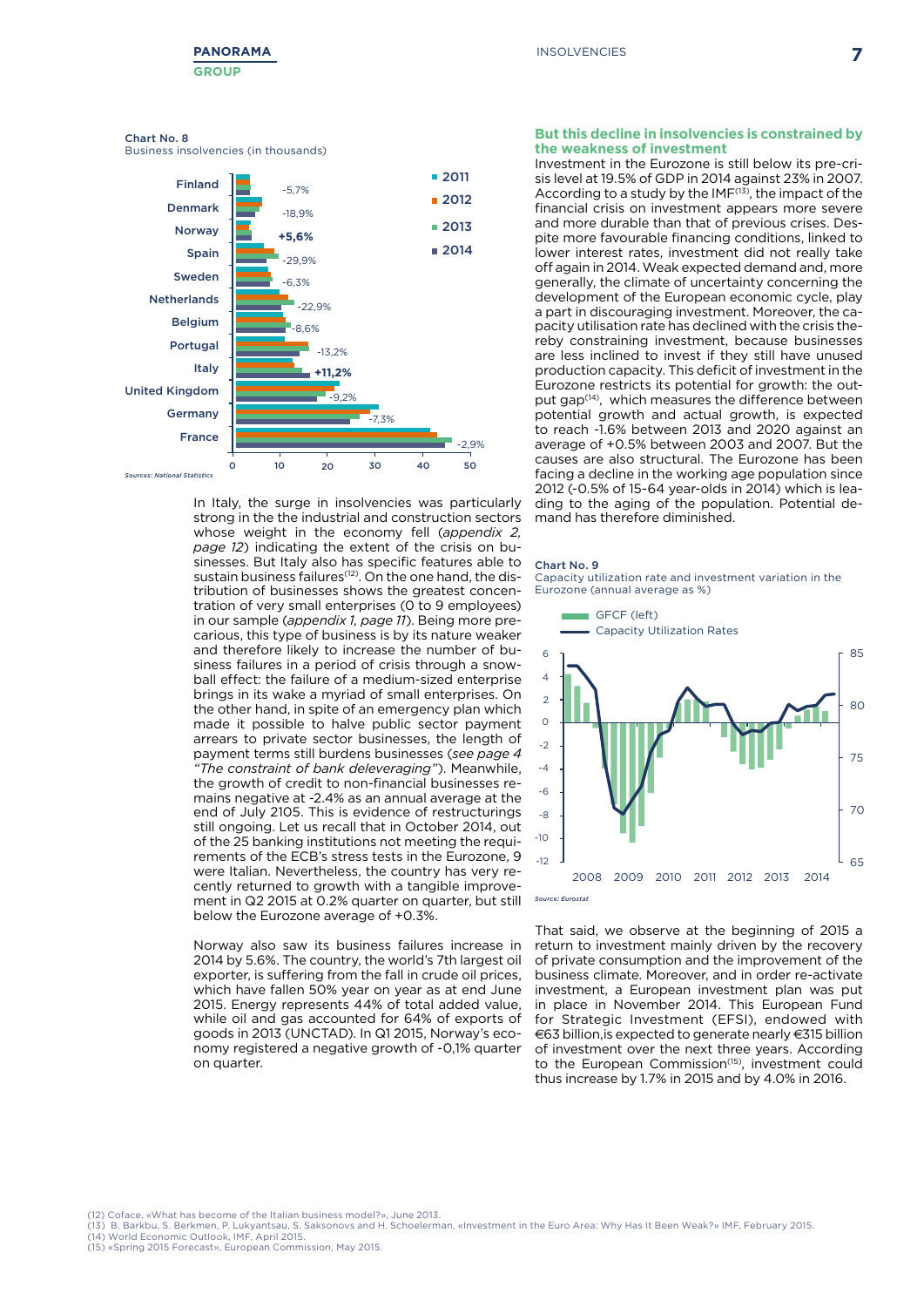Chart No. 8
Business insolvencies (in thousands)

Sources: National Statistics

In Italy, the surge in insolvencies was particularly strong in the the industrial and construction sectors whose weight in the economy fell (*appendix 2, page 12*) indicating the extent of the crisis on businesses. But Italy also has specific features able to sustain business failures[12]. On the one hand, the distribution of businesses shows the greatest concentration of very small enterprises (0 to 9 employees) in our sample (*appendix 1, page 11*). Being more precarious, this type of business is by its nature weaker and therefore likely to increase the number of business failures in a period of crisis through a snowball effect: the failure of a medium-sized enterprise brings in its wake a myriad of small enterprises. On the other hand, in spite of an emergency plan which made it possible to halve public sector payment arrears to private sector businesses, the length of payment terms still burdens businesses (*see page 4 "The constraint of bank deleveraging"*). Meanwhile, the growth of credit to non-financial businesses remains negative at -2.4% as an annual average at the end of July 2105. This is evidence of restructurings still ongoing. Let us recall that in October 2014, out of the 25 banking institutions not meeting the requirements of the ECB's stress tests in the Eurozone, 9 were Italian. Nevertheless, the country has very recently returned to growth with a tangible improvement in Q2 2015 at 0.2% quarter on quarter, but still below the Eurozone average of +0.3%.

Norway also saw its business failures increase in 2014 by 5.6%. The country, the world's 7th largest oil exporter, is suffering from the fall in crude oil prices, which have fallen 50% year on year as at end June 2015. Energy represents 44% of total added value, while oil and gas accounted for 64% of exports of goods in 2013 (UNCTAD). In Q1 2015, Norway's economy registered a negative growth of -0,1% quarter on quarter.

### But this decline in insolvencies is constrained by the weakness of investment

Investment in the Eurozone is still below its pre-crisis level at 19.5% of GDP in 2014 against 23% in 2007. According to a study by the IMF[13], the impact of the financial crisis on investment appears more severe and more durable than that of previous crises. Despite more favourable financing conditions, linked to lower interest rates, investment did not really take off again in 2014. Weak expected demand and, more generally, the climate of uncertainty concerning the development of the European economic cycle, play a part in discouraging investment. Moreover, the capacity utilisation rate has declined with the crisis thereby constraining investment, because businesses are less inclined to invest if they still have unused production capacity. This deficit of investment in the Eurozone restricts its potential for growth: the output gap[14], which measures the difference between potential growth and actual growth, is expected to reach -1.6% between 2013 and 2020 against an average of +0.5% between 2003 and 2007. But the causes are also structural. The Eurozone has been facing a decline in the working age population since 2012 (-0.5% of 15-64 year-olds in 2014) which is leading to the aging of the population. Potential demand has therefore diminished.

Chart No. 9
Capacity utilization rate and investment variation in the Eurozone (annual average as %)

Source: Eurostat

That said, we observe at the beginning of 2015 a return to investment mainly driven by the recovery of private consumption and the improvement of the business climate. Moreover, and in order re-activate investment, a European investment plan was put in place in November 2014. This European Fund for Strategic Investment (EFSI), endowed with €63 billion,is expected to generate nearly €315 billion of investment over the next three years. According to the European Commission[15], investment could thus increase by 1.7% in 2015 and by 4.0% in 2016.

(12) Coface, «What has become of the Italian business model?», June 2013.
(13) B. Barkbu, S. Berkmen, P. Lukyantsau, S. Saksonovs and H. Schoelerman, «Investment in the Euro Area: Why Has It Been Weak?» IMF, February 2015.
(14) World Economic Outlook, IMF, April 2015.
(15) «Spring 2015 Forecast», European Commission, May 2015.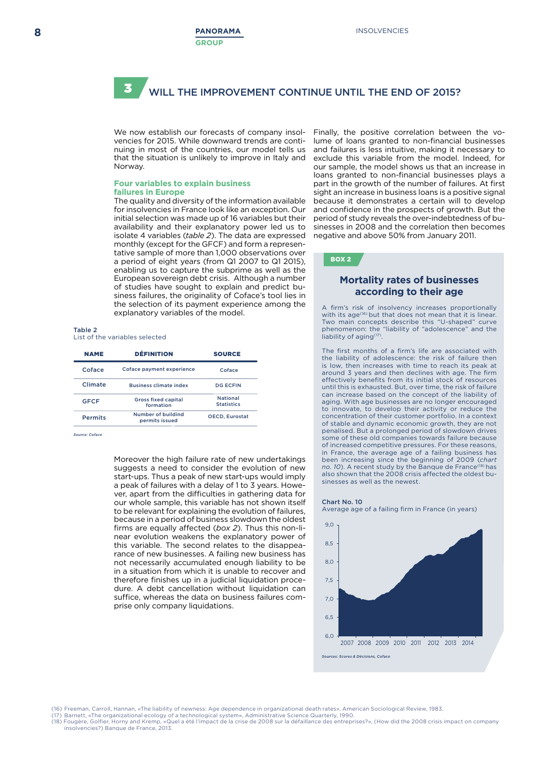## 3 WILL THE IMPROVEMENT CONTINUE UNTIL THE END OF 2015?

We now establish our forecasts of company insolvencies for 2015. While downward trends are continuing in most of the countries, our model tells us that the situation is unlikely to improve in Italy and Norway.

### Four variables to explain business failures in Europe

The quality and diversity of the information available for insolvencies in France look like an exception. Our initial selection was made up of 16 variables but their availability and their explanatory power led us to isolate 4 variables (*table 2*). The data are expressed monthly (except for the GFCF) and form a representative sample of more than 1,000 observations over a period of eight years (from Q1 2007 to Q1 2015), enabling us to capture the subprime as well as the European sovereign debt crisis. Although a number of studies have sought to explain and predict business failures, the originality of Coface's tool lies in the selection of its payment experience among the explanatory variables of the model.

Table 2
List of the variables selected

| NAME | DÉFINITION | SOURCE |
|---|---|---|
| Coface | Coface payment experience | Coface |
| Climate | Business climate index | DG ECFIN |
| GFCF | Gross fixed capital formation | National Statistics |
| Permits | Number of building permits issued | OECD, Eurostat |

*Source: Coface*

Moreover the high failure rate of new undertakings suggests a need to consider the evolution of new start-ups. Thus a peak of new start-ups would imply a peak of failures with a delay of 1 to 3 years. However, apart from the difficulties in gathering data for our whole sample, this variable has not shown itself to be relevant for explaining the evolution of failures, because in a period of business slowdown the oldest firms are equally affected (*box 2*). Thus this non-linear evolution weakens the explanatory power of this variable. The second relates to the disappearance of new businesses. A failing new business has not necessarily accumulated enough liability to be in a situation from which it is unable to recover and therefore finishes up in a judicial liquidation procedure. A debt cancellation without liquidation can suffice, whereas the data on business failures comprise only company liquidations.

Finally, the positive correlation between the volume of loans granted to non-financial businesses and failures is less intuitive, making it necessary to exclude this variable from the model. Indeed, for our sample, the model shows us that an increase in loans granted to non-financial businesses plays a part in the growth of the number of failures. At first sight an increase in business loans is a positive signal because it demonstrates a certain will to develop and confidence in the prospects of growth. But the period of study reveals the over-indebtedness of businesses in 2008 and the correlation then becomes negative and above 50% from January 2011.

**BOX 2**

### Mortality rates of businesses according to their age

A firm's risk of insolvency increases proportionally with its age[16] but that does not mean that it is linear. Two main concepts describe this "U-shaped" curve phenomenon: the "liability of "adolescence" and the liability of aging[17].

The first months of a firm's life are associated with the liability of adolescence: the risk of failure then is low, then increases with time to reach its peak at around 3 years and then declines with age. The firm effectively benefits from its initial stock of resources until this is exhausted. But, over time, the risk of failure can increase based on the concept of the liability of aging. With age businesses are no longer encouraged to innovate, to develop their activity or reduce the concentration of their customer portfolio. In a context of stable and dynamic economic growth, they are not penalised. But a prolonged period of slowdown drives some of these old companies towards failure because of increased competitive pressures. For these reasons, in France, the average age of a failing business has been increasing since the beginning of 2009 (*chart no. 10*). A recent study by the Banque de France[18] has also shown that the 2008 crisis affected the oldest businesses as well as the newest.

Chart No. 10
Average age of a failing firm in France (in years)

*Sources: Scores & Décisions, Coface*

(16) Freeman, Carroll, Hannan, «The liability of newness: Age dependence in organizational death rates», American Sociological Review, 1983.
(17) Barnett, «The organizational ecology of a technological system», Administrative Science Quarterly, 1990.
(18) Fougère, Golfier, Horny and Kremp, «Quel a été l'impact de la crise de 2008 sur la défaillance des entreprises?», (How did the 2008 crisis impact on company insolvencies?) Banque de France, 2013.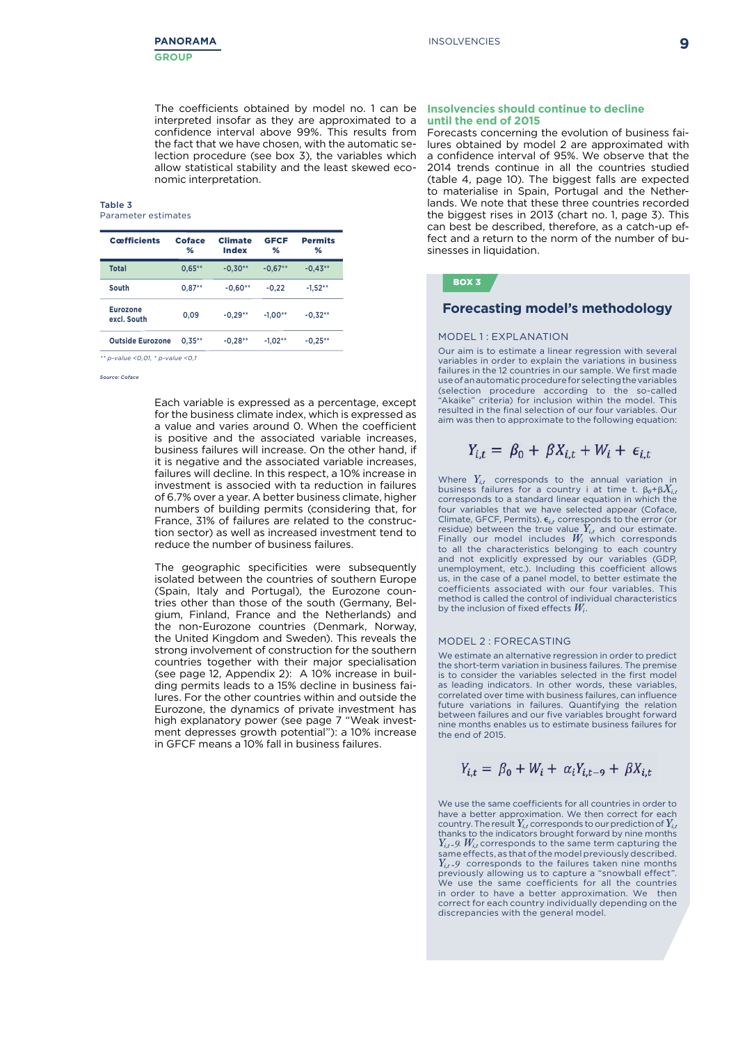The coefficients obtained by model no. 1 can be interpreted insofar as they are approximated to a confidence interval above 99%. This results from the fact that we have chosen, with the automatic selection procedure (see box 3), the variables which allow statistical stability and the least skewed economic interpretation.

Table 3
Parameter estimates

| Cœfficients | Coface % | Climate Index | GFCF % | Permits % |
|---|---|---|---|---|
| Total | 0,65** | -0,30** | -0,67** | -0,43** |
| South | 0,87** | -0,60** | -0,22 | -1,52** |
| Eurozone excl. South | 0,09 | -0,29** | -1,00** | -0,32** |
| Outside Eurozone | 0,35** | -0,28** | -1,02** | -0,25** |

** p-value <0,01, * p-value <0,1

*Source: Coface*

Each variable is expressed as a percentage, except for the business climate index, which is expressed as a value and varies around 0. When the coefficient is positive and the associated variable increases, business failures will increase. On the other hand, if it is negative and the associated variable increases, failures will decline. In this respect, a 10% increase in investment is associated with ta reduction in failures of 6.7% over a year. A better business climate, higher numbers of building permits (considering that, for France, 31% of failures are related to the construction sector) as well as increased investment tend to reduce the number of business failures.

The geographic specificities were subsequently isolated between the countries of southern Europe (Spain, Italy and Portugal), the Eurozone countries other than those of the south (Germany, Belgium, Finland, France and the Netherlands) and the non-Eurozone countries (Denmark, Norway, the United Kingdom and Sweden). This reveals the strong involvement of construction for the southern countries together with their major specialisation (see page 12, Appendix 2): A 10% increase in building permits leads to a 15% decline in business failures. For the other countries within and outside the Eurozone, the dynamics of private investment has high explanatory power (see page 7 "Weak investment depresses growth potential"): a 10% increase in GFCF means a 10% fall in business failures.

## Insolvencies should continue to decline until the end of 2015

Forecasts concerning the evolution of business failures obtained by model 2 are approximated with a confidence interval of 95%. We observe that the 2014 trends continue in all the countries studied (table 4, page 10). The biggest falls are expected to materialise in Spain, Portugal and the Netherlands. We note that these three countries recorded the biggest rises in 2013 (chart no. 1, page 3). This can best be described, therefore, as a catch-up effect and a return to the norm of the number of businesses in liquidation.

**BOX 3**

## Forecasting model's methodology

### MODEL 1 : EXPLANATION

Our aim is to estimate a linear regression with several variables in order to explain the variations in business failures in the 12 countries in our sample. We first made use of an automatic procedure for selecting the variables (selection procedure according to the so-called "Akaike" criteria) for inclusion within the model. This resulted in the final selection of our four variables. Our aim was then to approximate to the following equation:

$$Y_{i,t} = \beta_0 + \beta X_{i,t} + W_i + \epsilon_{i,t}$$

Where $Y_{i,t}$ corresponds to the annual variation in business failures for a country i at time t. $\beta_0+\beta X_{i,t}$ corresponds to a standard linear equation in which the four variables that we have selected appear (Coface, Climate, GFCF, Permits). $\epsilon_{i,t}$ corresponds to the error (or residue) between the true value $Y_{i,t}$ and our estimate. Finally our model includes $W_i$ which corresponds to all the characteristics belonging to each country and not explicitly expressed by our variables (GDP, unemployment, etc.). Including this coefficient allows us, in the case of a panel model, to better estimate the coefficients associated with our four variables. This method is called the control of individual characteristics by the inclusion of fixed effects $W_i$.

### MODEL 2 : FORECASTING

We estimate an alternative regression in order to predict the short-term variation in business failures. The premise is to consider the variables selected in the first model as leading indicators. In other words, these variables, correlated over time with business failures, can influence future variations in failures. Quantifying the relation between failures and our five variables brought forward nine months enables us to estimate business failures for the end of 2015.

$$Y_{i,t} = \beta_0 + W_i + \alpha_i Y_{i,t-9} + \beta X_{i,t}$$

We use the same coefficients for all countries in order to have a better approximation. We then correct for each country. The result $Y_{i,t}$ corresponds to our prediction of $Y_{i,t}$ thanks to the indicators brought forward by nine months $Y_{i,t-9}$. $W_{i,t}$ corresponds to the same term capturing the same effects, as that of the model previously described. $Y_{i,t-9}$ corresponds to the failures taken nine months previously allowing us to capture a "snowball effect". We use the same coefficients for all countries in order to have a better approximation. We then correct for each country individually depending on the discrepancies with the general model.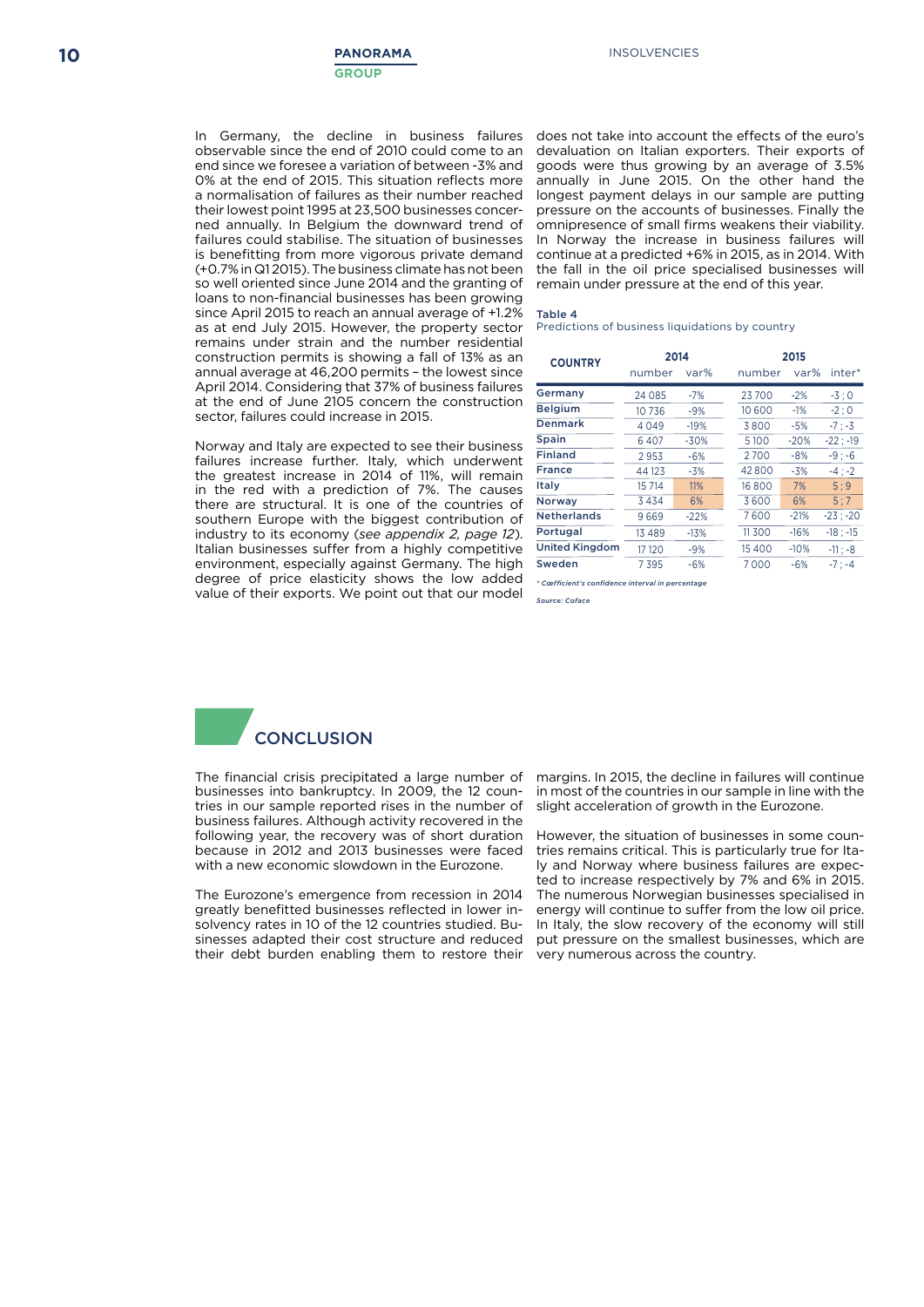In Germany, the decline in business failures observable since the end of 2010 could come to an end since we foresee a variation of between -3% and 0% at the end of 2015. This situation reflects more a normalisation of failures as their number reached their lowest point 1995 at 23,500 businesses concerned annually. In Belgium the downward trend of failures could stabilise. The situation of businesses is benefitting from more vigorous private demand (+0.7% in Q1 2015). The business climate has not been so well oriented since June 2014 and the granting of loans to non-financial businesses has been growing since April 2015 to reach an annual average of +1.2% as at end July 2015. However, the property sector remains under strain and the number residential construction permits is showing a fall of 13% as an annual average at 46,200 permits – the lowest since April 2014. Considering that 37% of business failures at the end of June 2105 concern the construction sector, failures could increase in 2015.

Norway and Italy are expected to see their business failures increase further. Italy, which underwent the greatest increase in 2014 of 11%, will remain in the red with a prediction of 7%. The causes there are structural. It is one of the countries of southern Europe with the biggest contribution of industry to its economy (*see appendix 2, page 12*). Italian businesses suffer from a highly competitive environment, especially against Germany. The high degree of price elasticity shows the low added value of their exports. We point out that our model does not take into account the effects of the euro's devaluation on Italian exporters. Their exports of goods were thus growing by an average of 3.5% annually in June 2015. On the other hand the longest payment delays in our sample are putting pressure on the accounts of businesses. Finally the omnipresence of small firms weakens their viability. In Norway the increase in business failures will continue at a predicted +6% in 2015, as in 2014. With the fall in the oil price specialised businesses will remain under pressure at the end of this year.

**Table 4**
Predictions of business liquidations by country

| COUNTRY | 2014 | | 2015 | | |
|---|---|---|---|---|---|
| | number | var% | number | var% | inter* |
| Germany | 24 085 | -7% | 23 700 | -2% | -3 ; 0 |
| Belgium | 10 736 | -9% | 10 600 | -1% | -2 ; 0 |
| Denmark | 4 049 | -19% | 3 800 | -5% | -7 ; -3 |
| Spain | 6 407 | -30% | 5 100 | -20% | -22 ; -19 |
| Finland | 2 953 | -6% | 2 700 | -8% | -9 ; -6 |
| France | 44 123 | -3% | 42 800 | -3% | -4 ; -2 |
| Italy | 15 714 | 11% | 16 800 | 7% | 5 ; 9 |
| Norway | 3 434 | 6% | 3 600 | 6% | 5 ; 7 |
| Netherlands | 9 669 | -22% | 7 600 | -21% | -23 ; -20 |
| Portugal | 13 489 | -13% | 11 300 | -16% | -18 ; -15 |
| United Kingdom | 17 120 | -9% | 15 400 | -10% | -11 ; -8 |
| Sweden | 7 395 | -6% | 7 000 | -6% | -7 ; -4 |

*\* Cœfficient's confidence interval in percentage*

*Source: Coface*

## CONCLUSION

The financial crisis precipitated a large number of businesses into bankruptcy. In 2009, the 12 countries in our sample reported rises in the number of business failures. Although activity recovered in the following year, the recovery was of short duration because in 2012 and 2013 businesses were faced with a new economic slowdown in the Eurozone.

The Eurozone's emergence from recession in 2014 greatly benefitted businesses reflected in lower insolvency rates in 10 of the 12 countries studied. Businesses adapted their cost structure and reduced their debt burden enabling them to restore their margins. In 2015, the decline in failures will continue in most of the countries in our sample in line with the slight acceleration of growth in the Eurozone.

However, the situation of businesses in some countries remains critical. This is particularly true for Italy and Norway where business failures are expected to increase respectively by 7% and 6% in 2015. The numerous Norwegian businesses specialised in energy will continue to suffer from the low oil price. In Italy, the slow recovery of the economy will still put pressure on the smallest businesses, which are very numerous across the country.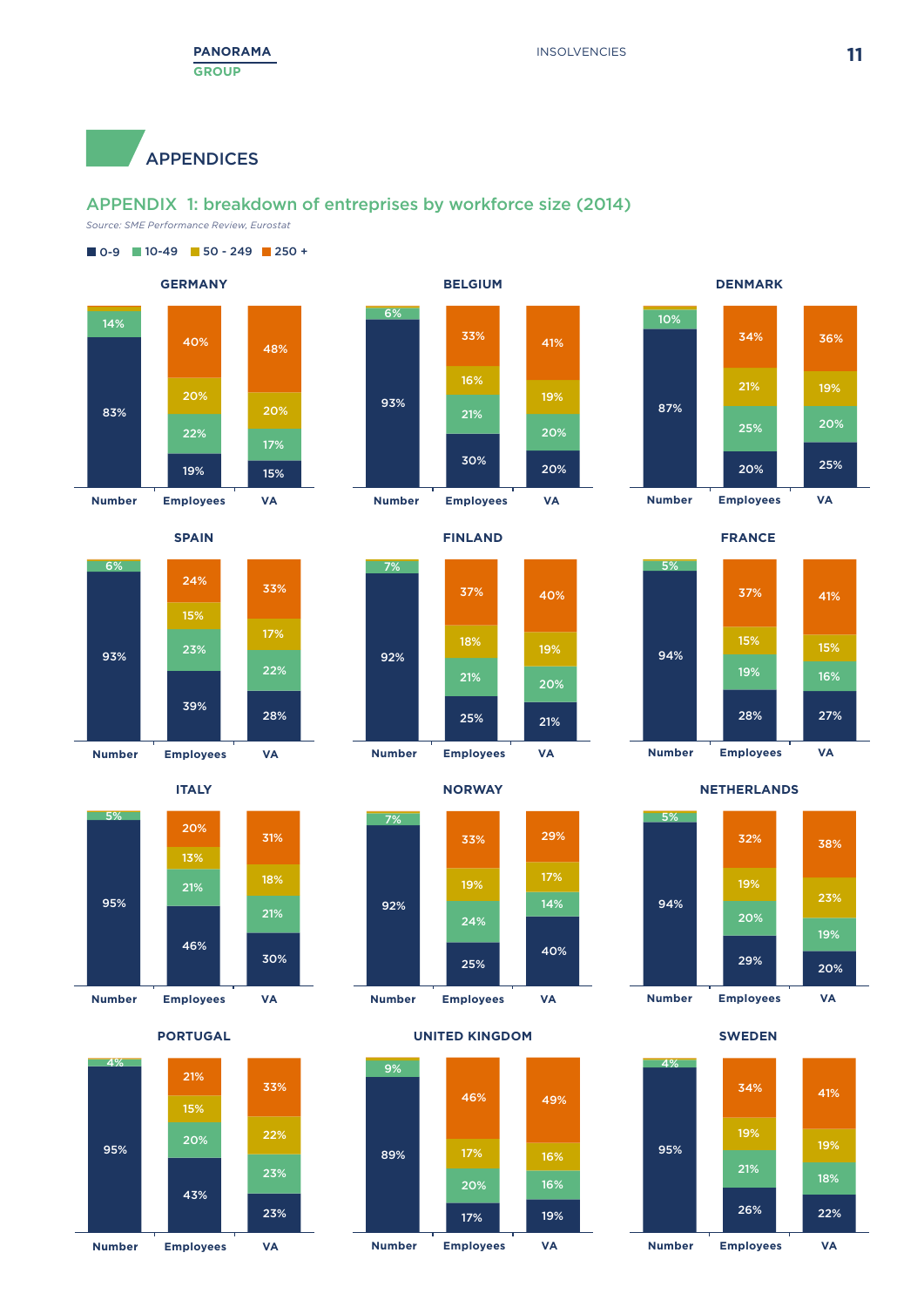# APPENDICES

## APPENDIX 1: breakdown of entreprises by workforce size (2014)

*Source: SME Performance Review, Eurostat*

0-9 | 10-49 | 50 - 249 | 250 +

**GERMANY**

| | 0-9 | 10-49 | 50 - 249 | 250 + |
|---|---|---|---|---|
| Number | 83% | 14% | | |
| Employees | 19% | 22% | 20% | 40% |
| VA | 15% | 17% | 20% | 48% |

**BELGIUM**

| | 0-9 | 10-49 | 50 - 249 | 250 + |
|---|---|---|---|---|
| Number | 93% | 6% | | |
| Employees | 30% | 21% | 16% | 33% |
| VA | 20% | 20% | 19% | 41% |

**DENMARK**

| | 0-9 | 10-49 | 50 - 249 | 250 + |
|---|---|---|---|---|
| Number | 87% | 10% | | |
| Employees | 20% | 25% | 21% | 34% |
| VA | 25% | 20% | 19% | 36% |

**SPAIN**

| | 0-9 | 10-49 | 50 - 249 | 250 + |
|---|---|---|---|---|
| Number | 93% | 6% | | |
| Employees | 39% | 23% | 15% | 24% |
| VA | 28% | 22% | 17% | 33% |

**FINLAND**

| | 0-9 | 10-49 | 50 - 249 | 250 + |
|---|---|---|---|---|
| Number | 92% | 7% | | |
| Employees | 25% | 21% | 18% | 37% |
| VA | 21% | 20% | 19% | 40% |

**FRANCE**

| | 0-9 | 10-49 | 50 - 249 | 250 + |
|---|---|---|---|---|
| Number | 94% | 5% | | |
| Employees | 28% | 19% | 15% | 37% |
| VA | 27% | 16% | 15% | 41% |

**ITALY**

| | 0-9 | 10-49 | 50 - 249 | 250 + |
|---|---|---|---|---|
| Number | 95% | 5% | | |
| Employees | 46% | 21% | 13% | 20% |
| VA | 30% | 21% | 18% | 31% |

**NORWAY**

| | 0-9 | 10-49 | 50 - 249 | 250 + |
|---|---|---|---|---|
| Number | 92% | 7% | | |
| Employees | 25% | 24% | 19% | 33% |
| VA | 40% | 14% | 17% | 29% |

**NETHERLANDS**

| | 0-9 | 10-49 | 50 - 249 | 250 + |
|---|---|---|---|---|
| Number | 94% | 5% | | |
| Employees | 29% | 20% | 19% | 32% |
| VA | 20% | 19% | 23% | 38% |

**PORTUGAL**

| | 0-9 | 10-49 | 50 - 249 | 250 + |
|---|---|---|---|---|
| Number | 95% | 4% | | |
| Employees | 43% | 20% | 15% | 21% |
| VA | 23% | 23% | 22% | 33% |

**UNITED KINGDOM**

| | 0-9 | 10-49 | 50 - 249 | 250 + |
|---|---|---|---|---|
| Number | 89% | 9% | | |
| Employees | 17% | 20% | 17% | 46% |
| VA | 19% | 16% | 16% | 49% |

**SWEDEN**

| | 0-9 | 10-49 | 50 - 249 | 250 + |
|---|---|---|---|---|
| Number | 95% | 4% | | |
| Employees | 26% | 21% | 19% | 34% |
| VA | 22% | 18% | 19% | 41% |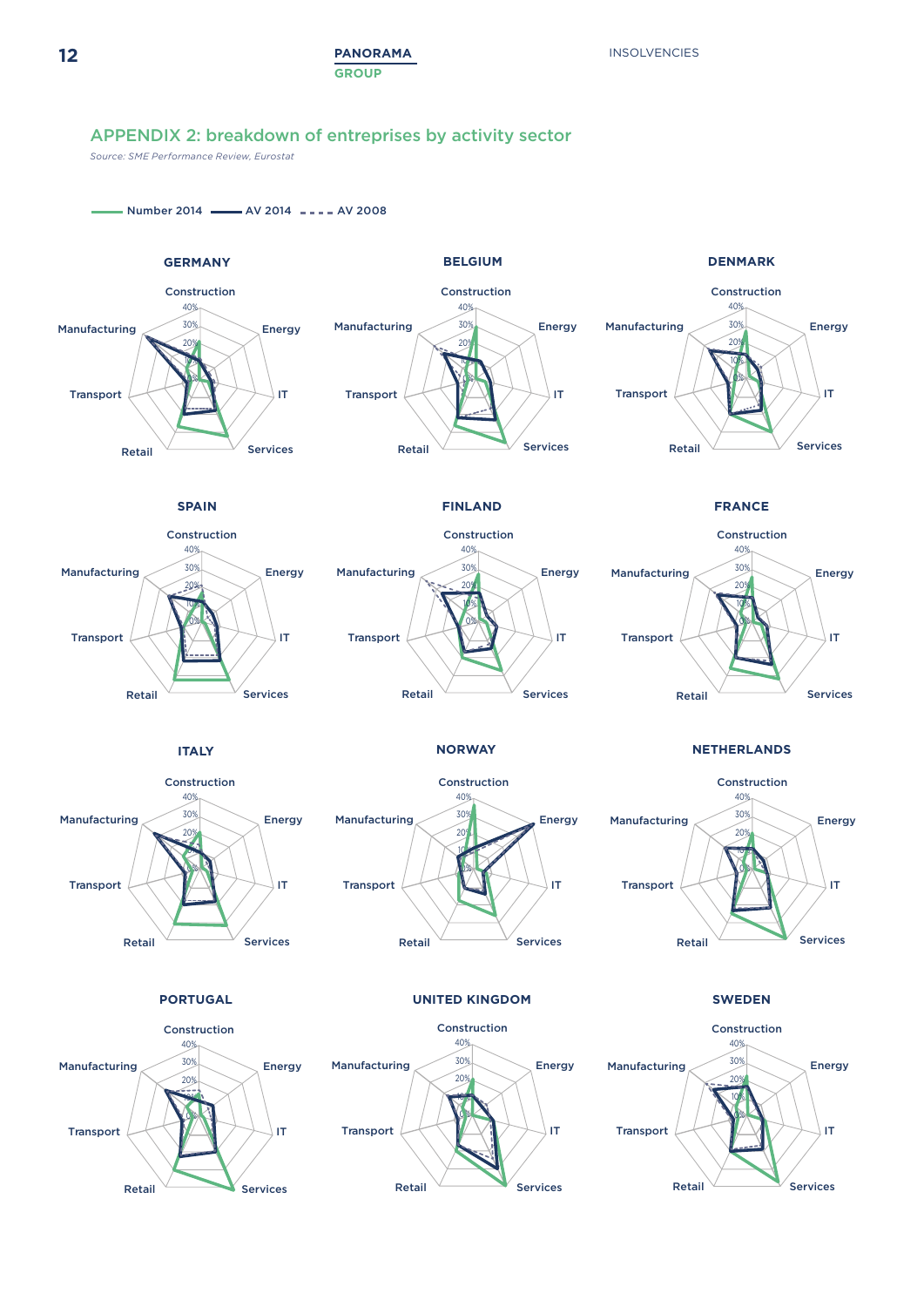## APPENDIX 2: breakdown of entreprises by activity sector

*Source: SME Performance Review, Eurostat*

Number 2014 — AV 2014 — AV 2008

GERMANY

BELGIUM

DENMARK

SPAIN

FINLAND

FRANCE

ITALY

NORWAY

NETHERLANDS

PORTUGAL

UNITED KINGDOM

SWEDEN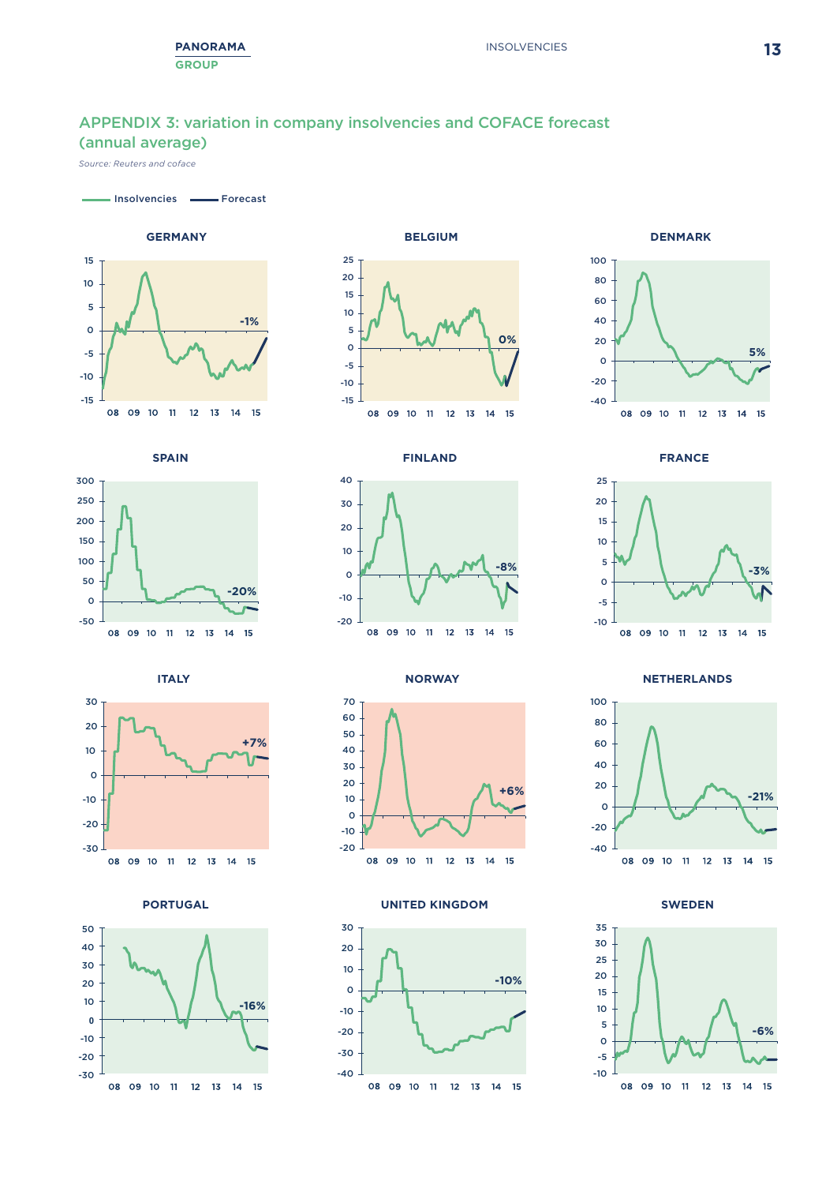## APPENDIX 3: variation in company insolvencies and COFACE forecast (annual average)

*Source: Reuters and coface*

Insolvencies — Forecast

**GERMANY** -1%

**BELGIUM** 0%

**DENMARK** 5%

**SPAIN** -20%

**FINLAND** -8%

**FRANCE** -3%

**ITALY** +7%

**NORWAY** +6%

**NETHERLANDS** -21%

**PORTUGAL** -16%

**UNITED KINGDOM** -10%

**SWEDEN** -6%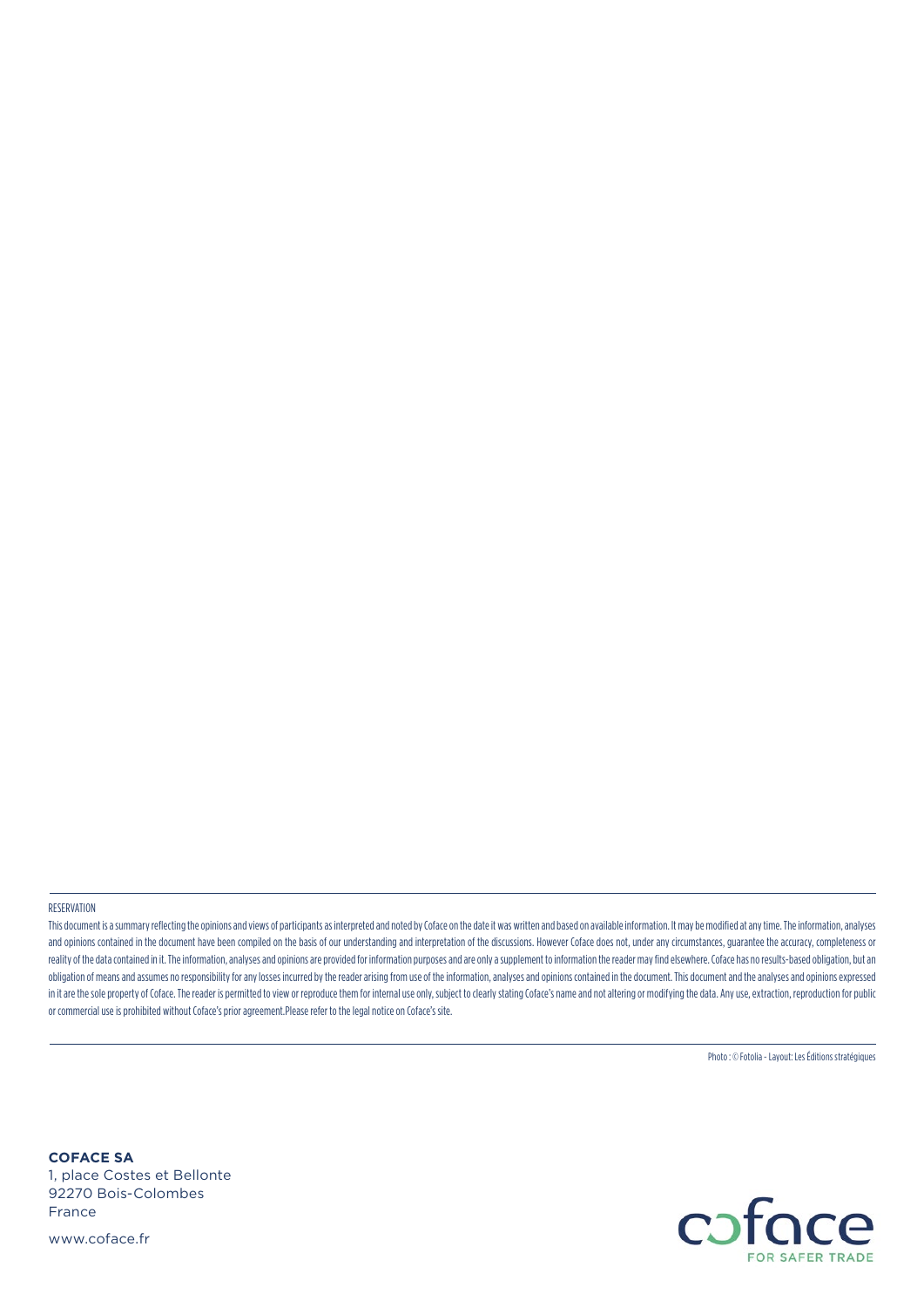RESERVATION

This document is a summary reflecting the opinions and views of participants as interpreted and noted by Coface on the date it was written and based on available information. It may be modified at any time. The information, analyses and opinions contained in the document have been compiled on the basis of our understanding and interpretation of the discussions. However Coface does not, under any circumstances, guarantee the accuracy, completeness or reality of the data contained in it. The information, analyses and opinions are provided for information purposes and are only a supplement to information the reader may find elsewhere. Coface has no results-based obligation, but an obligation of means and assumes no responsibility for any losses incurred by the reader arising from use of the information, analyses and opinions contained in the document. This document and the analyses and opinions expressed in it are the sole property of Coface. The reader is permitted to view or reproduce them for internal use only, subject to clearly stating Coface's name and not altering or modifying the data. Any use, extraction, reproduction for public or commercial use is prohibited without Coface's prior agreement.Please refer to the legal notice on Coface's site.

Photo : © Fotolia - Layout: Les Éditions stratégiques

**COFACE SA**
1, place Costes et Bellonte
92270 Bois-Colombes
France

www.coface.fr

coface
FOR SAFER TRADE